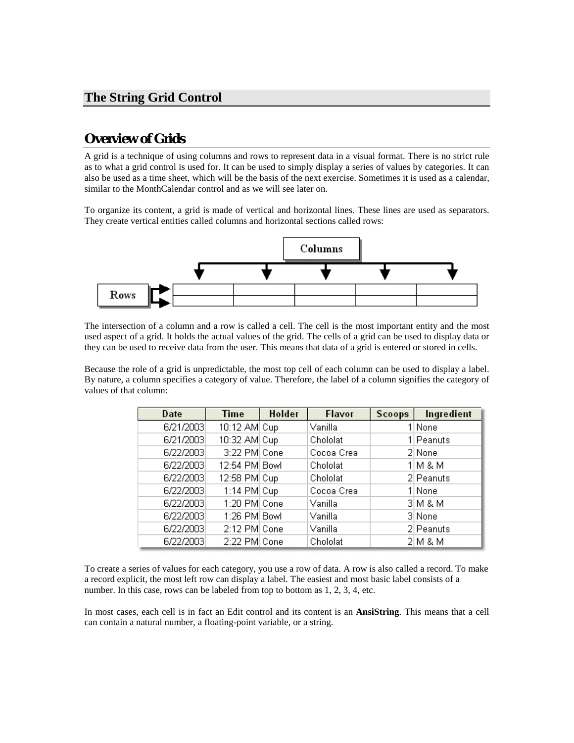# The String Grid Control

## Overview of Grids

A grid is a technique of using columns and rows to represent data in a visual format. There is no strict rule as to what a grid control is used for. It can be used to simply display a series of values by categories. It can also be used as a time sheet, which will be the basis of the next exercise. Sometimes it is used as a calendar, similar to the MonthCalendar control and as we will see later on.

To organize its content, a grid is made of vertical and horizontal lines. These lines are used as separators. They create vertical entities called columns and horizontal sections called rows:

The intersection of a column and a row is called a cell. The cell is the most important entity and the most used aspect of a grid. It holds the actual values of the grid. The cells of a grid can be used to display data or they can be used to receive data from the user. This means that data of a grid is entered or stored in cells.

Because the role of a grid is unpredictable, the most top cell of each column can be used to display a label. By nature, a column specifies a category of value. Therefore, the label of a column signifies the category of values of that column:

| Date | Time | Holder | Flavor | Scoops | Ingredient |
|---|---|---|---|---|---|
| 6/21/2003 | 10:12 AM | Cup | Vanilla | 1 | None |
| 6/21/2003 | 10:32 AM | Cup | Chololat | 1 | Peanuts |
| 6/22/2003 | 3:22 PM | Cone | Cocoa Crea | 2 | None |
| 6/22/2003 | 12:54 PM | Bowl | Chololat | 1 | M & M |
| 6/22/2003 | 12:58 PM | Cup | Chololat | 2 | Peanuts |
| 6/22/2003 | 1:14 PM | Cup | Cocoa Crea | 1 | None |
| 6/22/2003 | 1:20 PM | Cone | Vanilla | 3 | M & M |
| 6/22/2003 | 1:26 PM | Bowl | Vanilla | 3 | None |
| 6/22/2003 | 2:12 PM | Cone | Vanilla | 2 | Peanuts |
| 6/22/2003 | 2:22 PM | Cone | Chololat | 2 | M & M |

To create a series of values for each category, you use a row of data. A row is also called a record. To make a record explicit, the most left row can display a label. The easiest and most basic label consists of a number. In this case, rows can be labeled from top to bottom as 1, 2, 3, 4, etc.

In most cases, each cell is in fact an Edit control and its content is an **AnsiString**. This means that a cell can contain a natural number, a floating-point variable, or a string.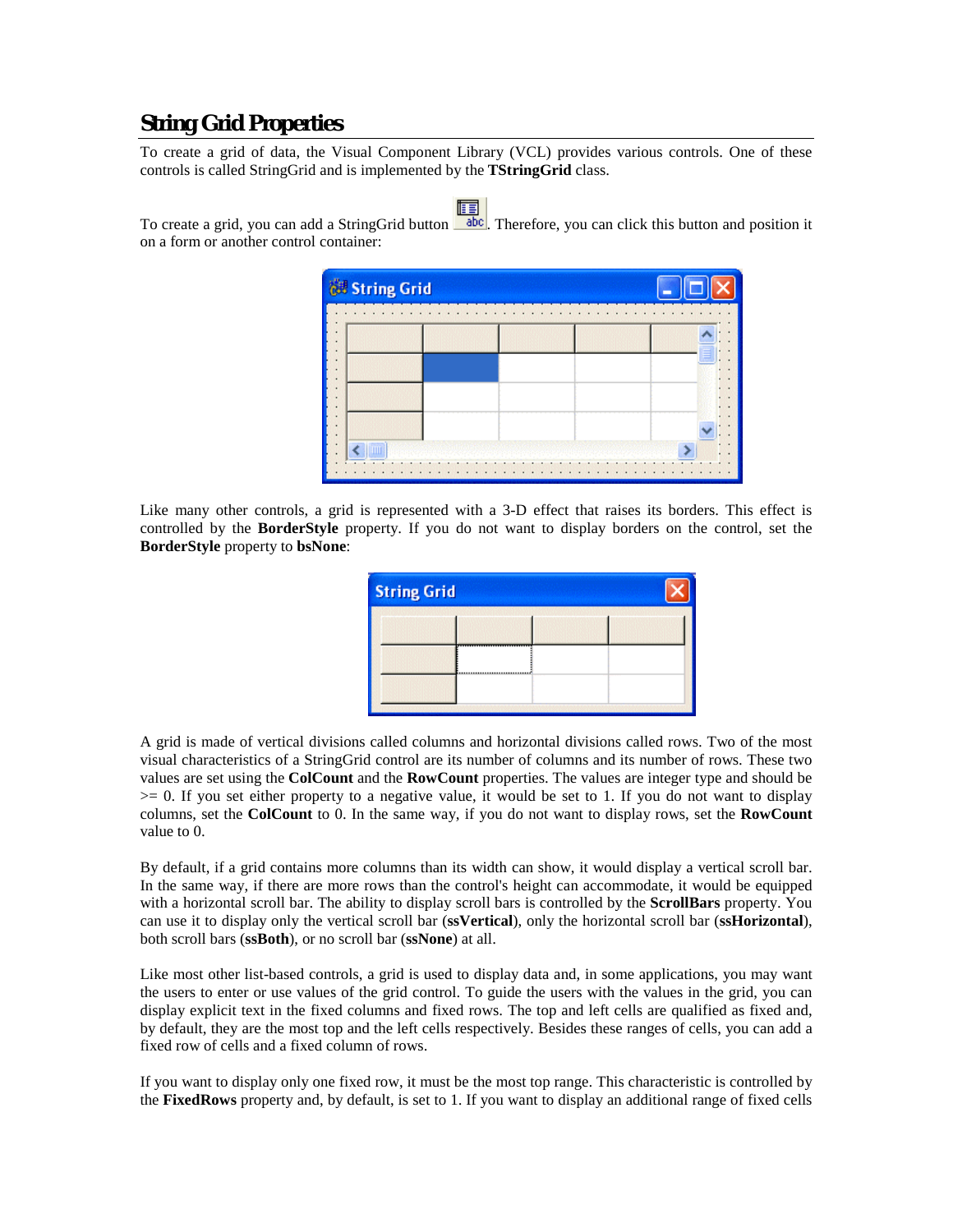## String Grid Properties

To create a grid of data, the Visual Component Library (VCL) provides various controls. One of these controls is called StringGrid and is implemented by the **TStringGrid** class.

To create a grid, you can add a StringGrid button . Therefore, you can click this button and position it on a form or another control container:

Like many other controls, a grid is represented with a 3-D effect that raises its borders. This effect is controlled by the **BorderStyle** property. If you do not want to display borders on the control, set the **BorderStyle** property to **bsNone**:

A grid is made of vertical divisions called columns and horizontal divisions called rows. Two of the most visual characteristics of a StringGrid control are its number of columns and its number of rows. These two values are set using the **ColCount** and the **RowCount** properties. The values are integer type and should be >= 0. If you set either property to a negative value, it would be set to 1. If you do not want to display columns, set the **ColCount** to 0. In the same way, if you do not want to display rows, set the **RowCount** value to 0.

By default, if a grid contains more columns than its width can show, it would display a vertical scroll bar. In the same way, if there are more rows than the control's height can accommodate, it would be equipped with a horizontal scroll bar. The ability to display scroll bars is controlled by the **ScrollBars** property. You can use it to display only the vertical scroll bar (**ssVertical**), only the horizontal scroll bar (**ssHorizontal**), both scroll bars (**ssBoth**), or no scroll bar (**ssNone**) at all.

Like most other list-based controls, a grid is used to display data and, in some applications, you may want the users to enter or use values of the grid control. To guide the users with the values in the grid, you can display explicit text in the fixed columns and fixed rows. The top and left cells are qualified as fixed and, by default, they are the most top and the left cells respectively. Besides these ranges of cells, you can add a fixed row of cells and a fixed column of rows.

If you want to display only one fixed row, it must be the most top range. This characteristic is controlled by the **FixedRows** property and, by default, is set to 1. If you want to display an additional range of fixed cells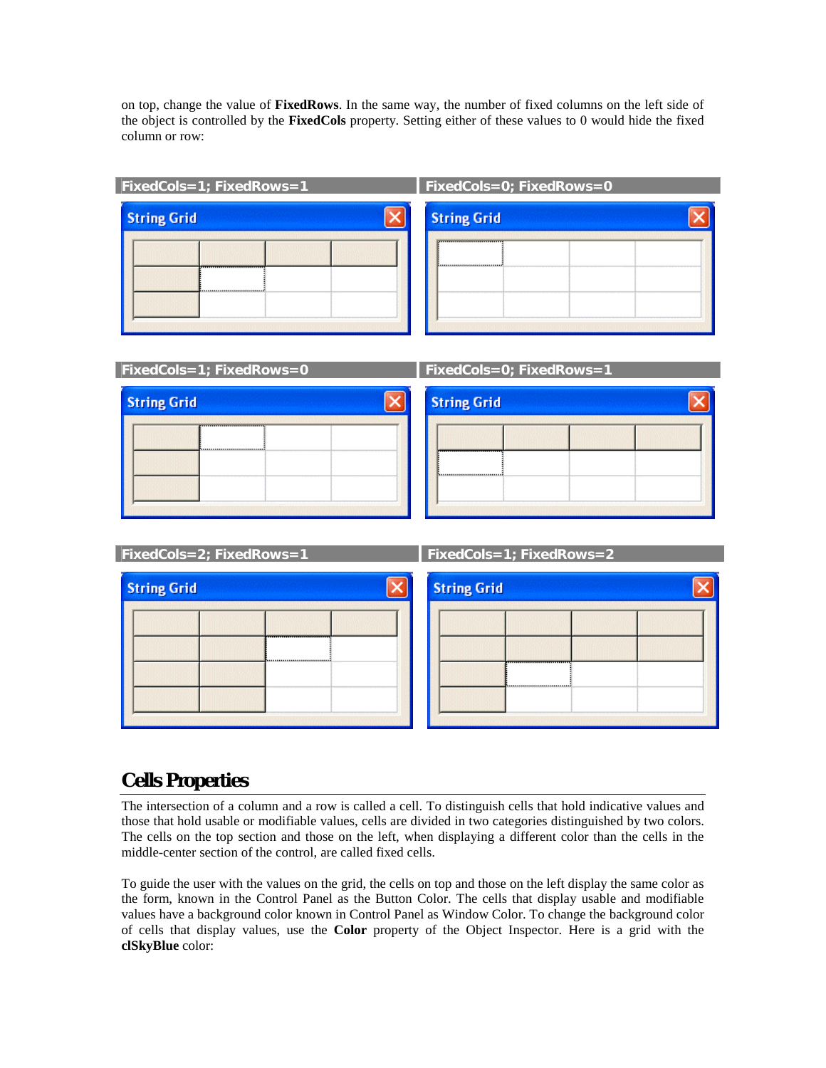on top, change the value of **FixedRows**. In the same way, the number of fixed columns on the left side of the object is controlled by the **FixedCols** property. Setting either of these values to 0 would hide the fixed column or row:

FixedCols=1; FixedRows=1

FixedCols=0; FixedRows=0

FixedCols=1; FixedRows=0

FixedCols=0; FixedRows=1

FixedCols=2; FixedRows=1

FixedCols=1; FixedRows=2

## Cells Properties

The intersection of a column and a row is called a cell. To distinguish cells that hold indicative values and those that hold usable or modifiable values, cells are divided in two categories distinguished by two colors. The cells on the top section and those on the left, when displaying a different color than the cells in the middle-center section of the control, are called fixed cells.

To guide the user with the values on the grid, the cells on top and those on the left display the same color as the form, known in the Control Panel as the Button Color. The cells that display usable and modifiable values have a background color known in Control Panel as Window Color. To change the background color of cells that display values, use the **Color** property of the Object Inspector. Here is a grid with the **clSkyBlue** color: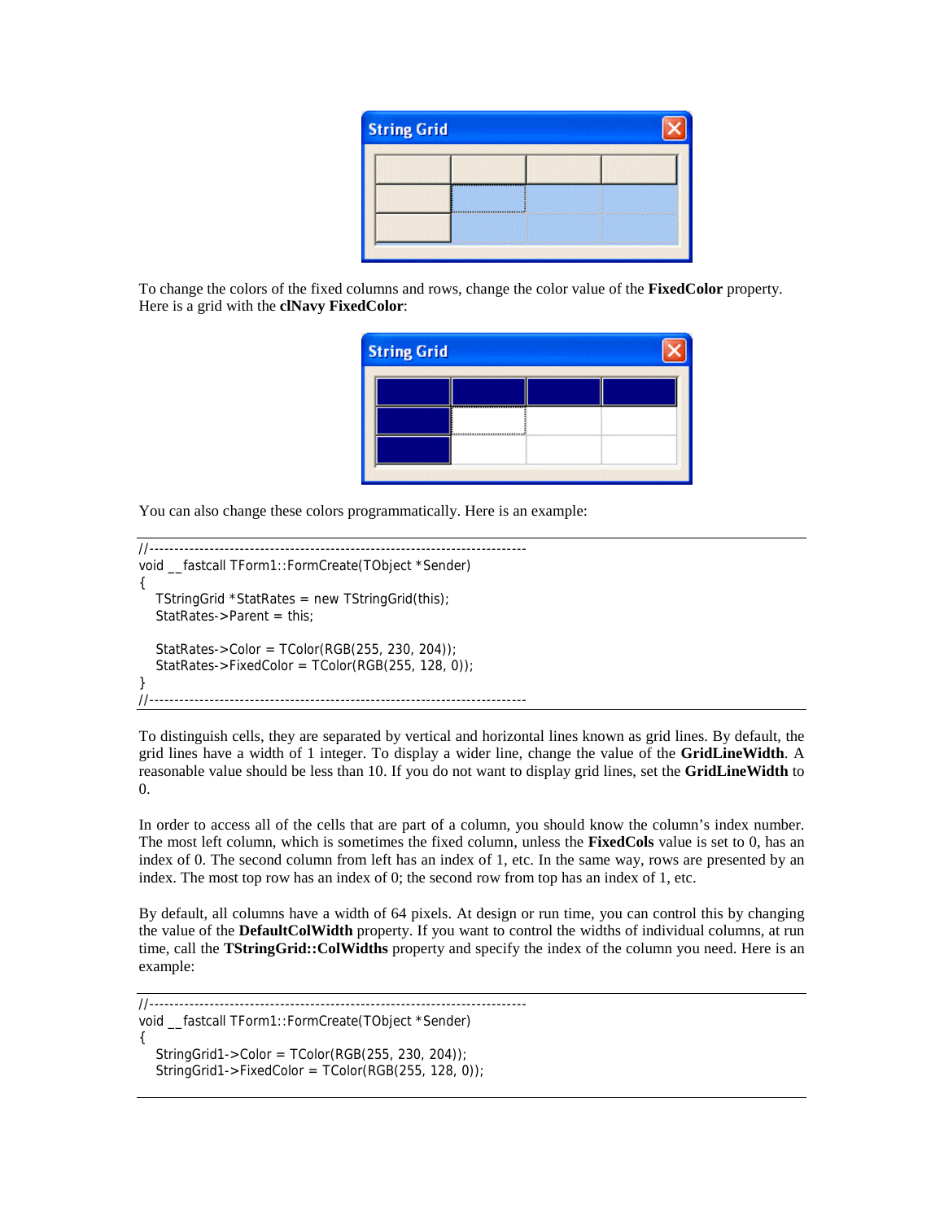To change the colors of the fixed columns and rows, change the color value of the **FixedColor** property. Here is a grid with the **clNavy FixedColor**:

You can also change these colors programmatically. Here is an example:

```
//---------------------------------------------------------------------------
void __fastcall TForm1::FormCreate(TObject *Sender)
{
    TStringGrid *StatRates = new TStringGrid(this);
    StatRates->Parent = this;

    StatRates->Color = TColor(RGB(255, 230, 204));
    StatRates->FixedColor = TColor(RGB(255, 128, 0));
}
//---------------------------------------------------------------------------
```

To distinguish cells, they are separated by vertical and horizontal lines known as grid lines. By default, the grid lines have a width of 1 integer. To display a wider line, change the value of the **GridLineWidth**. A reasonable value should be less than 10. If you do not want to display grid lines, set the **GridLineWidth** to 0.

In order to access all of the cells that are part of a column, you should know the column's index number. The most left column, which is sometimes the fixed column, unless the **FixedCols** value is set to 0, has an index of 0. The second column from left has an index of 1, etc. In the same way, rows are presented by an index. The most top row has an index of 0; the second row from top has an index of 1, etc.

By default, all columns have a width of 64 pixels. At design or run time, you can control this by changing the value of the **DefaultColWidth** property. If you want to control the widths of individual columns, at run time, call the **TStringGrid::ColWidths** property and specify the index of the column you need. Here is an example:

```
//---------------------------------------------------------------------------
void __fastcall TForm1::FormCreate(TObject *Sender)
{
    StringGrid1->Color = TColor(RGB(255, 230, 204));
    StringGrid1->FixedColor = TColor(RGB(255, 128, 0));
```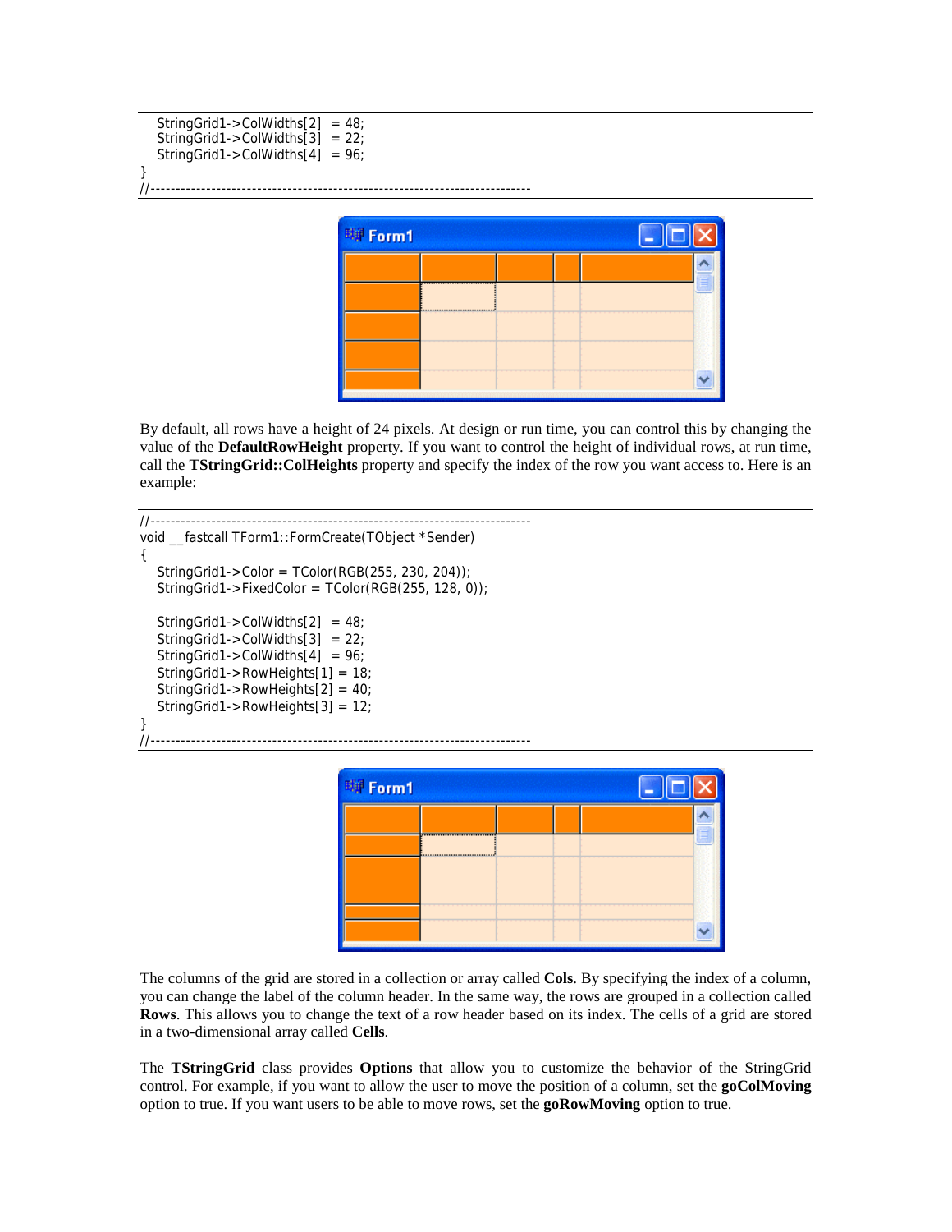```
    StringGrid1->ColWidths[2]  = 48;
    StringGrid1->ColWidths[3]  = 22;
    StringGrid1->ColWidths[4]  = 96;
}
//---------------------------------------------------------------------------
```

By default, all rows have a height of 24 pixels. At design or run time, you can control this by changing the value of the **DefaultRowHeight** property. If you want to control the height of individual rows, at run time, call the **TStringGrid::ColHeights** property and specify the index of the row you want access to. Here is an example:

```
//---------------------------------------------------------------------------
void __fastcall TForm1::FormCreate(TObject *Sender)
{
    StringGrid1->Color = TColor(RGB(255, 230, 204));
    StringGrid1->FixedColor = TColor(RGB(255, 128, 0));

    StringGrid1->ColWidths[2]  = 48;
    StringGrid1->ColWidths[3]  = 22;
    StringGrid1->ColWidths[4]  = 96;
    StringGrid1->RowHeights[1] = 18;
    StringGrid1->RowHeights[2] = 40;
    StringGrid1->RowHeights[3] = 12;
}
//---------------------------------------------------------------------------
```

The columns of the grid are stored in a collection or array called **Cols**. By specifying the index of a column, you can change the label of the column header. In the same way, the rows are grouped in a collection called **Rows**. This allows you to change the text of a row header based on its index. The cells of a grid are stored in a two-dimensional array called **Cells**.

The **TStringGrid** class provides **Options** that allow you to customize the behavior of the StringGrid control. For example, if you want to allow the user to move the position of a column, set the **goColMoving** option to true. If you want users to be able to move rows, set the **goRowMoving** option to true.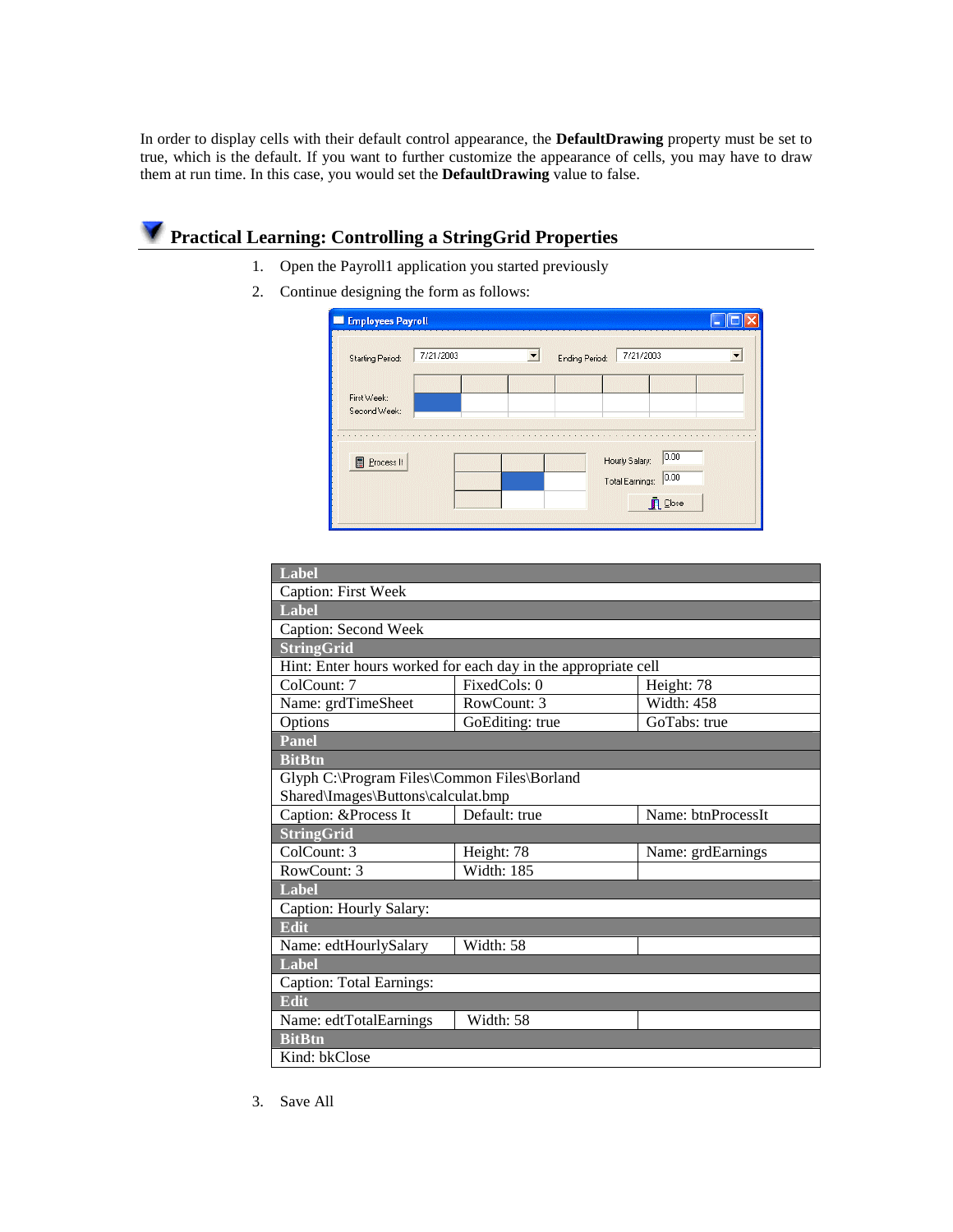In order to display cells with their default control appearance, the **DefaultDrawing** property must be set to true, which is the default. If you want to further customize the appearance of cells, you may have to draw them at run time. In this case, you would set the **DefaultDrawing** value to false.

## Practical Learning: Controlling a StringGrid Properties

1. Open the Payroll1 application you started previously
2. Continue designing the form as follows:

| **Label** | | |
|---|---|---|
| Caption: First Week | | |
| **Label** | | |
| Caption: Second Week | | |
| **StringGrid** | | |
| Hint: Enter hours worked for each day in the appropriate cell | | |
| ColCount: 7 | FixedCols: 0 | Height: 78 |
| Name: grdTimeSheet | RowCount: 3 | Width: 458 |
| Options | GoEditing: true | GoTabs: true |
| **Panel** | | |
| **BitBtn** | | |
| Glyph C:\Program Files\Common Files\Borland Shared\Images\Buttons\calculat.bmp | | |
| Caption: &Process It | Default: true | Name: btnProcessIt |
| **StringGrid** | | |
| ColCount: 3 | Height: 78 | Name: grdEarnings |
| RowCount: 3 | Width: 185 | |
| **Label** | | |
| Caption: Hourly Salary: | | |
| **Edit** | | |
| Name: edtHourlySalary | Width: 58 | |
| **Label** | | |
| Caption: Total Earnings: | | |
| **Edit** | | |
| Name: edtTotalEarnings | Width: 58 | |
| **BitBtn** | | |
| Kind: bkClose | | |

3. Save All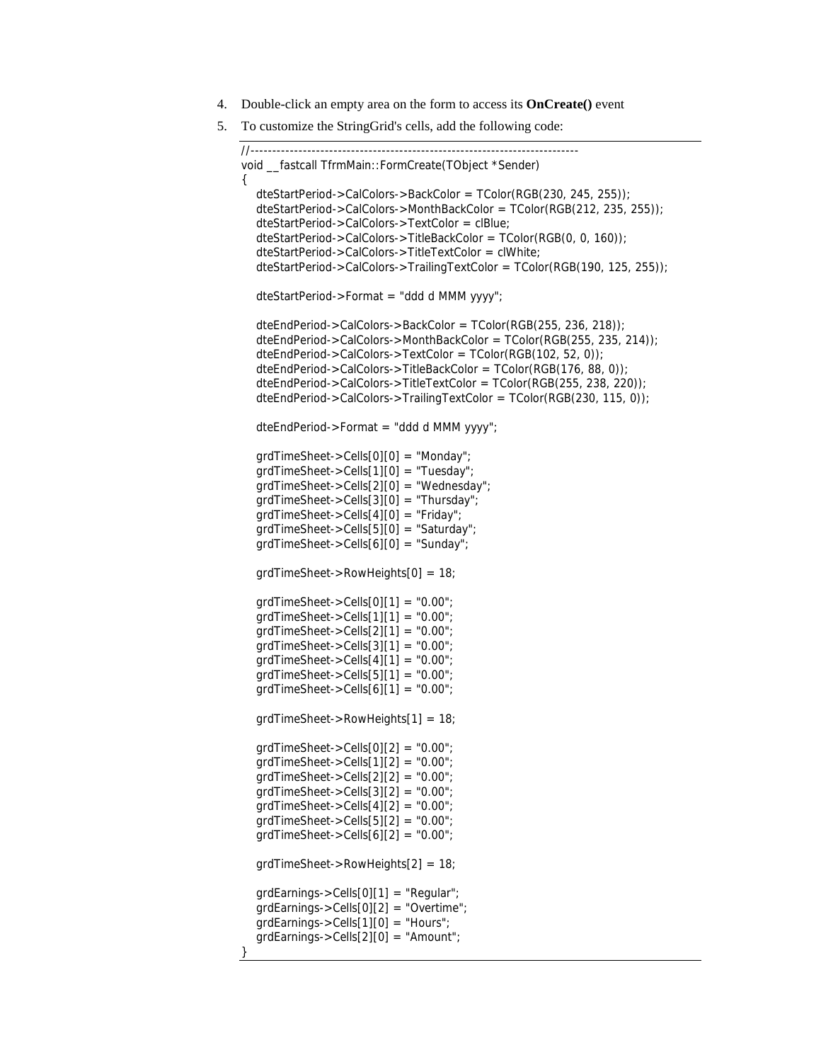4. Double-click an empty area on the form to access its **OnCreate()** event
5. To customize the StringGrid's cells, add the following code:

```
//---------------------------------------------------------------------------
void __fastcall TfrmMain::FormCreate(TObject *Sender)
{
    dteStartPeriod->CalColors->BackColor = TColor(RGB(230, 245, 255));
    dteStartPeriod->CalColors->MonthBackColor = TColor(RGB(212, 235, 255));
    dteStartPeriod->CalColors->TextColor = clBlue;
    dteStartPeriod->CalColors->TitleBackColor = TColor(RGB(0, 0, 160));
    dteStartPeriod->CalColors->TitleTextColor = clWhite;
    dteStartPeriod->CalColors->TrailingTextColor = TColor(RGB(190, 125, 255));

    dteStartPeriod->Format = "ddd d MMM yyyy";

    dteEndPeriod->CalColors->BackColor = TColor(RGB(255, 236, 218));
    dteEndPeriod->CalColors->MonthBackColor = TColor(RGB(255, 235, 214));
    dteEndPeriod->CalColors->TextColor = TColor(RGB(102, 52, 0));
    dteEndPeriod->CalColors->TitleBackColor = TColor(RGB(176, 88, 0));
    dteEndPeriod->CalColors->TitleTextColor = TColor(RGB(255, 238, 220));
    dteEndPeriod->CalColors->TrailingTextColor = TColor(RGB(230, 115, 0));

    dteEndPeriod->Format = "ddd d MMM yyyy";

    grdTimeSheet->Cells[0][0] = "Monday";
    grdTimeSheet->Cells[1][0] = "Tuesday";
    grdTimeSheet->Cells[2][0] = "Wednesday";
    grdTimeSheet->Cells[3][0] = "Thursday";
    grdTimeSheet->Cells[4][0] = "Friday";
    grdTimeSheet->Cells[5][0] = "Saturday";
    grdTimeSheet->Cells[6][0] = "Sunday";

    grdTimeSheet->RowHeights[0] = 18;

    grdTimeSheet->Cells[0][1] = "0.00";
    grdTimeSheet->Cells[1][1] = "0.00";
    grdTimeSheet->Cells[2][1] = "0.00";
    grdTimeSheet->Cells[3][1] = "0.00";
    grdTimeSheet->Cells[4][1] = "0.00";
    grdTimeSheet->Cells[5][1] = "0.00";
    grdTimeSheet->Cells[6][1] = "0.00";

    grdTimeSheet->RowHeights[1] = 18;

    grdTimeSheet->Cells[0][2] = "0.00";
    grdTimeSheet->Cells[1][2] = "0.00";
    grdTimeSheet->Cells[2][2] = "0.00";
    grdTimeSheet->Cells[3][2] = "0.00";
    grdTimeSheet->Cells[4][2] = "0.00";
    grdTimeSheet->Cells[5][2] = "0.00";
    grdTimeSheet->Cells[6][2] = "0.00";

    grdTimeSheet->RowHeights[2] = 18;

    grdEarnings->Cells[0][1] = "Regular";
    grdEarnings->Cells[0][2] = "Overtime";
    grdEarnings->Cells[1][0] = "Hours";
    grdEarnings->Cells[2][0] = "Amount";
}
```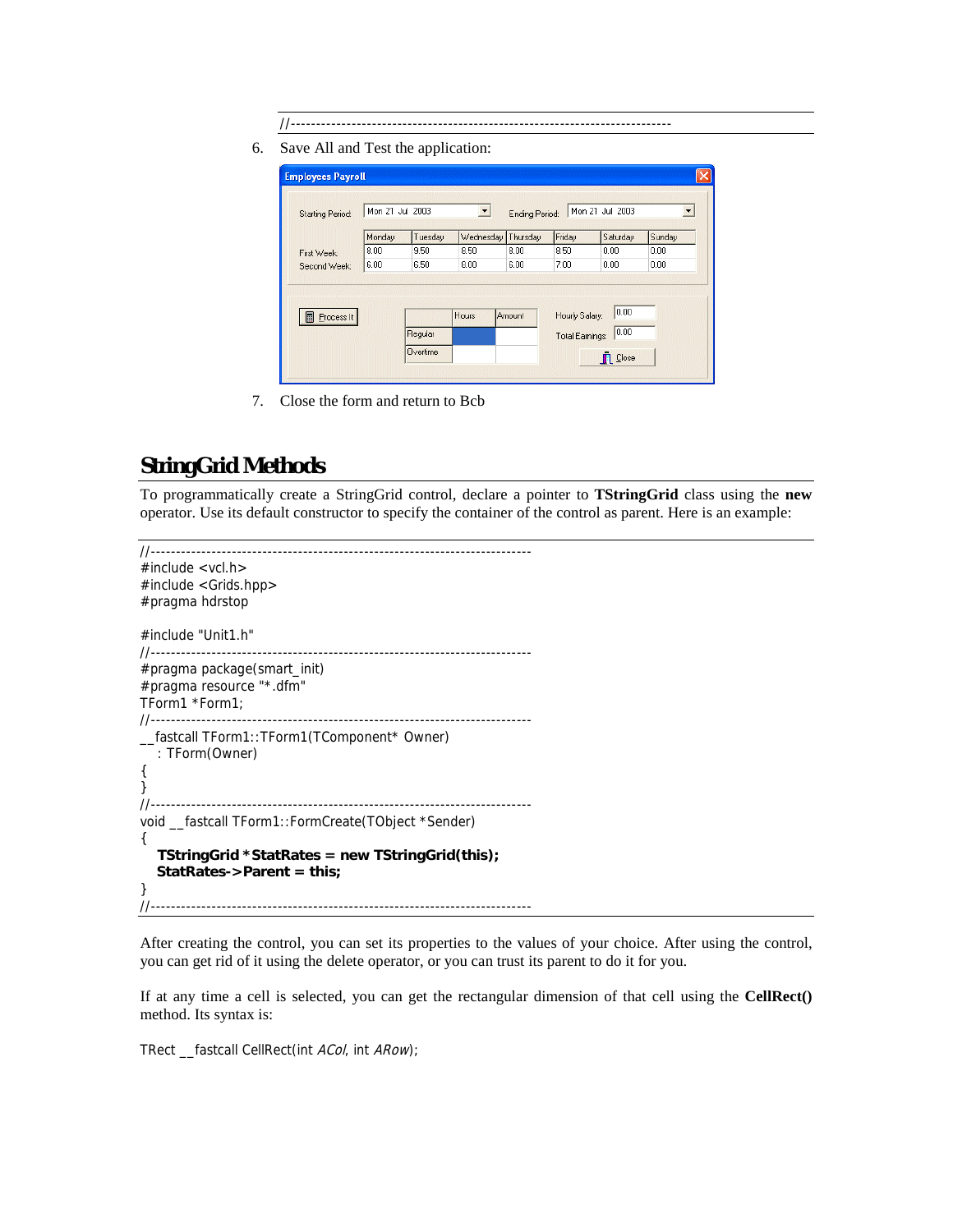```
//---------------------------------------------------------------------------
```

6. Save All and Test the application:

7. Close the form and return to Bcb

## StringGrid Methods

To programmatically create a StringGrid control, declare a pointer to **TStringGrid** class using the **new** operator. Use its default constructor to specify the container of the control as parent. Here is an example:

```
//---------------------------------------------------------------------------
#include <vcl.h>
#include <Grids.hpp>
#pragma hdrstop

#include "Unit1.h"
//---------------------------------------------------------------------------
#pragma package(smart_init)
#pragma resource "*.dfm"
TForm1 *Form1;
//---------------------------------------------------------------------------
__fastcall TForm1::TForm1(TComponent* Owner)
    : TForm(Owner)
{
}
//---------------------------------------------------------------------------
void __fastcall TForm1::FormCreate(TObject *Sender)
{
    TStringGrid *StatRates = new TStringGrid(this);
    StatRates->Parent = this;
}
//---------------------------------------------------------------------------
```

After creating the control, you can set its properties to the values of your choice. After using the control, you can get rid of it using the delete operator, or you can trust its parent to do it for you.

If at any time a cell is selected, you can get the rectangular dimension of that cell using the **CellRect()** method. Its syntax is:

TRect __fastcall CellRect(int *ACol*, int *ARow*);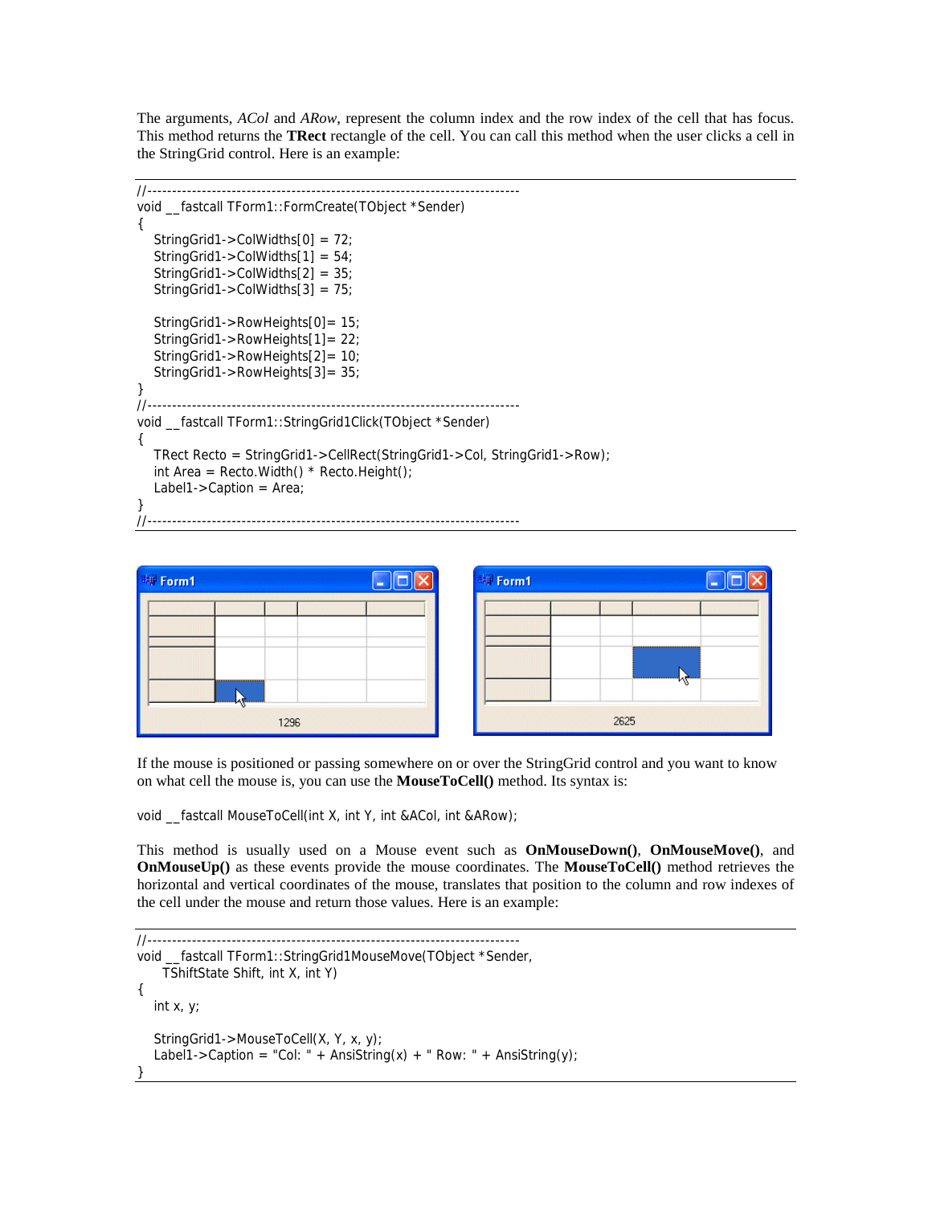The arguments, *ACol* and *ARow*, represent the column index and the row index of the cell that has focus. This method returns the **TRect** rectangle of the cell. You can call this method when the user clicks a cell in the StringGrid control. Here is an example:

```
//---------------------------------------------------------------------------
void __fastcall TForm1::FormCreate(TObject *Sender)
{
   StringGrid1->ColWidths[0] = 72;
   StringGrid1->ColWidths[1] = 54;
   StringGrid1->ColWidths[2] = 35;
   StringGrid1->ColWidths[3] = 75;

   StringGrid1->RowHeights[0]= 15;
   StringGrid1->RowHeights[1]= 22;
   StringGrid1->RowHeights[2]= 10;
   StringGrid1->RowHeights[3]= 35;
}
//---------------------------------------------------------------------------
void __fastcall TForm1::StringGrid1Click(TObject *Sender)
{
   TRect Recto = StringGrid1->CellRect(StringGrid1->Col, StringGrid1->Row);
   int Area = Recto.Width() * Recto.Height();
   Label1->Caption = Area;
}
//---------------------------------------------------------------------------
```

If the mouse is positioned or passing somewhere on or over the StringGrid control and you want to know on what cell the mouse is, you can use the **MouseToCell()** method. Its syntax is:

```
void __fastcall MouseToCell(int X, int Y, int &ACol, int &ARow);
```

This method is usually used on a Mouse event such as **OnMouseDown()**, **OnMouseMove()**, and **OnMouseUp()** as these events provide the mouse coordinates. The **MouseToCell()** method retrieves the horizontal and vertical coordinates of the mouse, translates that position to the column and row indexes of the cell under the mouse and return those values. Here is an example:

```
//---------------------------------------------------------------------------
void __fastcall TForm1::StringGrid1MouseMove(TObject *Sender,
      TShiftState Shift, int X, int Y)
{
   int x, y;

   StringGrid1->MouseToCell(X, Y, x, y);
   Label1->Caption = "Col: " + AnsiString(x) + " Row: " + AnsiString(y);
}
```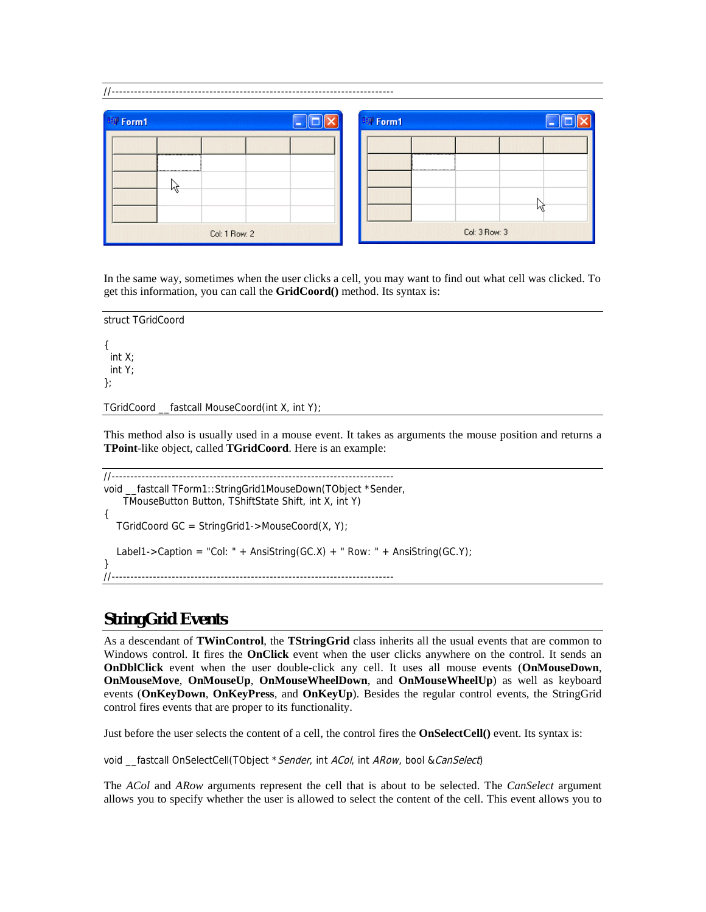```
//---------------------------------------------------------------------------
```

In the same way, sometimes when the user clicks a cell, you may want to find out what cell was clicked. To get this information, you can call the **GridCoord()** method. Its syntax is:

```
struct TGridCoord

{
 int X;
 int Y;
};

TGridCoord __fastcall MouseCoord(int X, int Y);
```

This method also is usually used in a mouse event. It takes as arguments the mouse position and returns a **TPoint**-like object, called **TGridCoord**. Here is an example:

```
//---------------------------------------------------------------------------
void __fastcall TForm1::StringGrid1MouseDown(TObject *Sender,
      TMouseButton Button, TShiftState Shift, int X, int Y)
{
   TGridCoord GC = StringGrid1->MouseCoord(X, Y);

   Label1->Caption = "Col: " + AnsiString(GC.X) + " Row: " + AnsiString(GC.Y);
}
//---------------------------------------------------------------------------
```

## StringGrid Events

As a descendant of **TWinControl**, the **TStringGrid** class inherits all the usual events that are common to Windows control. It fires the **OnClick** event when the user clicks anywhere on the control. It sends an **OnDblClick** event when the user double-click any cell. It uses all mouse events (**OnMouseDown**, **OnMouseMove**, **OnMouseUp**, **OnMouseWheelDown**, and **OnMouseWheelUp**) as well as keyboard events (**OnKeyDown**, **OnKeyPress**, and **OnKeyUp**). Besides the regular control events, the StringGrid control fires events that are proper to its functionality.

Just before the user selects the content of a cell, the control fires the **OnSelectCell()** event. Its syntax is:

```
void __fastcall OnSelectCell(TObject *Sender, int ACol, int ARow, bool &CanSelect)
```

The *ACol* and *ARow* arguments represent the cell that is about to be selected. The *CanSelect* argument allows you to specify whether the user is allowed to select the content of the cell. This event allows you to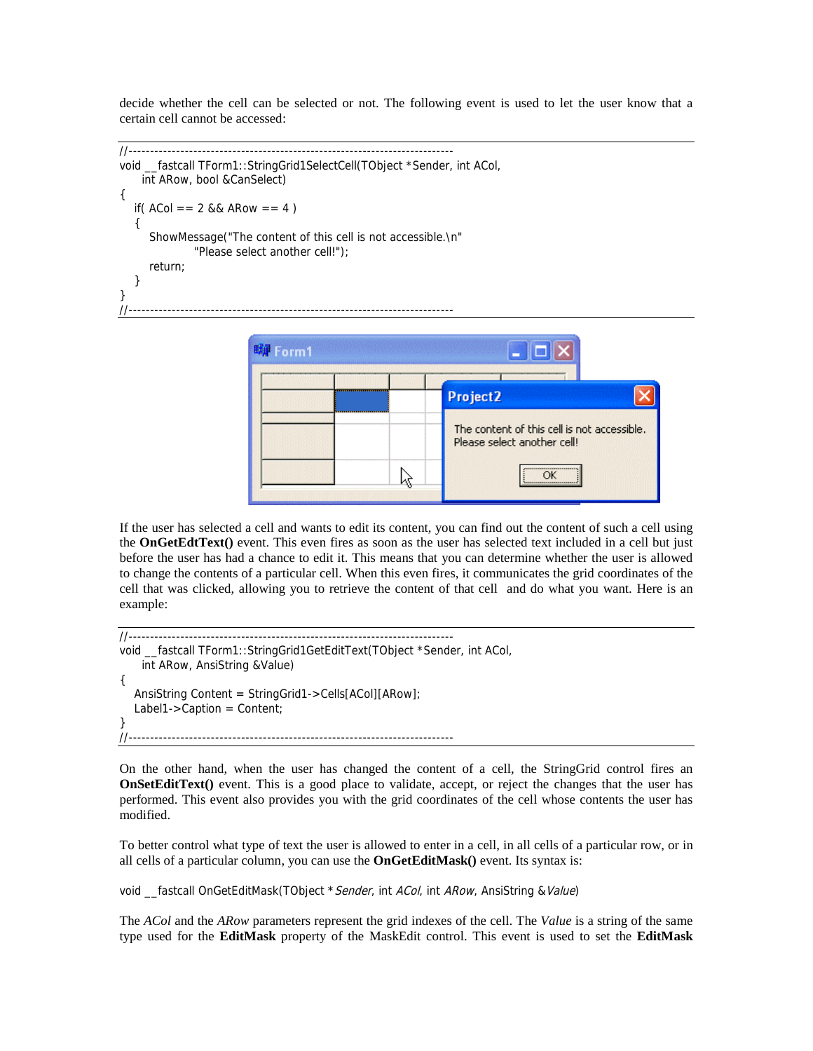decide whether the cell can be selected or not. The following event is used to let the user know that a certain cell cannot be accessed:

```
//---------------------------------------------------------------------------
void __fastcall TForm1::StringGrid1SelectCell(TObject *Sender, int ACol,
     int ARow, bool &CanSelect)
{
   if( ACol == 2 && ARow == 4 )
   {
      ShowMessage("The content of this cell is not accessible.\n"
              "Please select another cell!");
      return;
   }
}
//---------------------------------------------------------------------------
```

If the user has selected a cell and wants to edit its content, you can find out the content of such a cell using the **OnGetEdtText()** event. This even fires as soon as the user has selected text included in a cell but just before the user has had a chance to edit it. This means that you can determine whether the user is allowed to change the contents of a particular cell. When this even fires, it communicates the grid coordinates of the cell that was clicked, allowing you to retrieve the content of that cell and do what you want. Here is an example:

```
//---------------------------------------------------------------------------
void __fastcall TForm1::StringGrid1GetEditText(TObject *Sender, int ACol,
     int ARow, AnsiString &Value)
{
   AnsiString Content = StringGrid1->Cells[ACol][ARow];
   Label1->Caption = Content;
}
//---------------------------------------------------------------------------
```

On the other hand, when the user has changed the content of a cell, the StringGrid control fires an **OnSetEditText()** event. This is a good place to validate, accept, or reject the changes that the user has performed. This event also provides you with the grid coordinates of the cell whose contents the user has modified.

To better control what type of text the user is allowed to enter in a cell, in all cells of a particular row, or in all cells of a particular column, you can use the **OnGetEditMask()** event. Its syntax is:

void __fastcall OnGetEditMask(TObject **Sender*, int *ACol*, int *ARow*, AnsiString &*Value*)

The *ACol* and the *ARow* parameters represent the grid indexes of the cell. The *Value* is a string of the same type used for the **EditMask** property of the MaskEdit control. This event is used to set the **EditMask**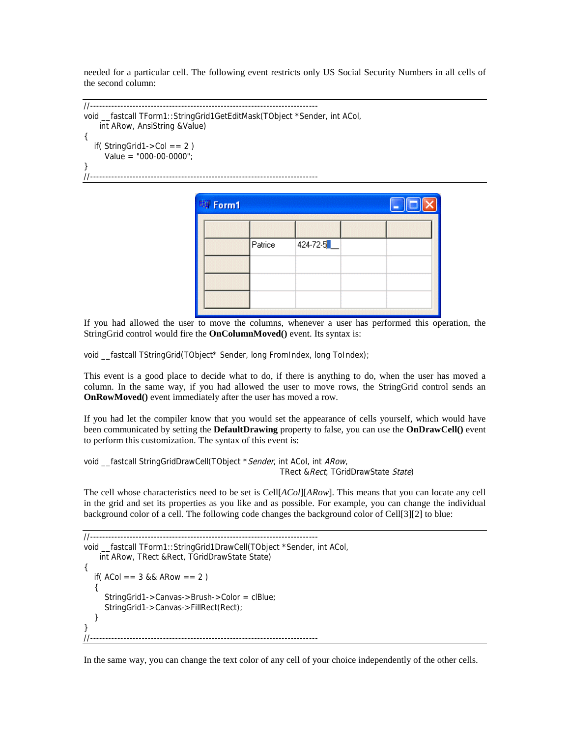needed for a particular cell. The following event restricts only US Social Security Numbers in all cells of the second column:

```
//---------------------------------------------------------------------------
void __fastcall TForm1::StringGrid1GetEditMask(TObject *Sender, int ACol,
     int ARow, AnsiString &Value)
{
   if( StringGrid1->Col == 2 )
      Value = "000-00-0000";
}
//---------------------------------------------------------------------------
```

If you had allowed the user to move the columns, whenever a user has performed this operation, the StringGrid control would fire the **OnColumnMoved()** event. Its syntax is:

```
void __fastcall TStringGrid(TObject* Sender, long FromIndex, long ToIndex);
```

This event is a good place to decide what to do, if there is anything to do, when the user has moved a column. In the same way, if you had allowed the user to move rows, the StringGrid control sends an **OnRowMoved()** event immediately after the user has moved a row.

If you had let the compiler know that you would set the appearance of cells yourself, which would have been communicated by setting the **DefaultDrawing** property to false, you can use the **OnDrawCell()** event to perform this customization. The syntax of this event is:

```
void __fastcall StringGridDrawCell(TObject *Sender, int ACol, int ARow,
                                   TRect &Rect, TGridDrawState State)
```

The cell whose characteristics need to be set is Cell[*ACol*][*ARow*]. This means that you can locate any cell in the grid and set its properties as you like and as possible. For example, you can change the individual background color of a cell. The following code changes the background color of Cell[3][2] to blue:

```
//---------------------------------------------------------------------------
void __fastcall TForm1::StringGrid1DrawCell(TObject *Sender, int ACol,
     int ARow, TRect &Rect, TGridDrawState State)
{
   if( ACol == 3 && ARow == 2 )
   {
      StringGrid1->Canvas->Brush->Color = clBlue;
      StringGrid1->Canvas->FillRect(Rect);
   }
}
//---------------------------------------------------------------------------
```

In the same way, you can change the text color of any cell of your choice independently of the other cells.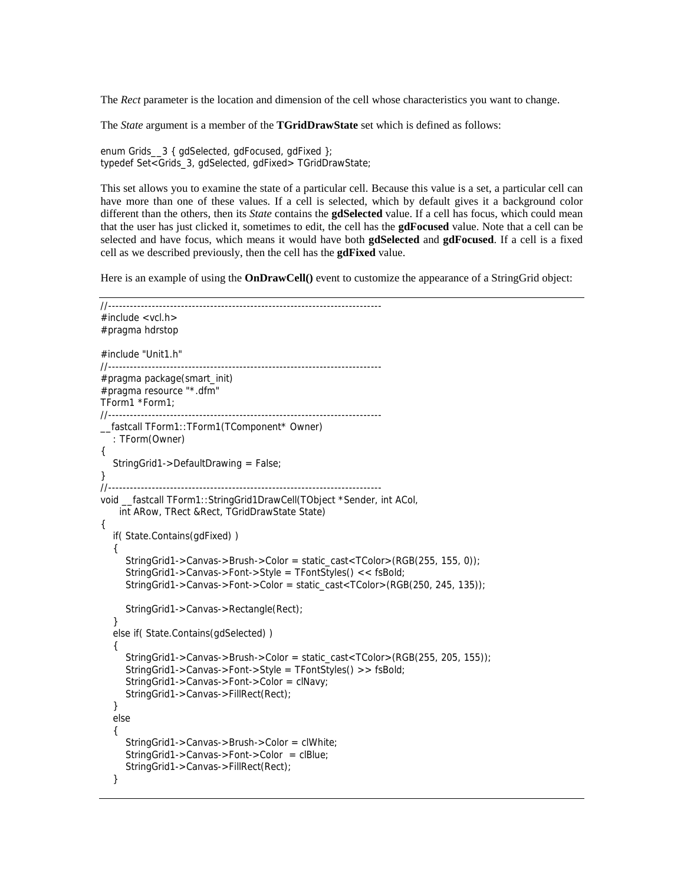The *Rect* parameter is the location and dimension of the cell whose characteristics you want to change.

The *State* argument is a member of the **TGridDrawState** set which is defined as follows:

```
enum Grids__3 { gdSelected, gdFocused, gdFixed };
typedef Set<Grids_3, gdSelected, gdFixed> TGridDrawState;
```

This set allows you to examine the state of a particular cell. Because this value is a set, a particular cell can have more than one of these values. If a cell is selected, which by default gives it a background color different than the others, then its *State* contains the **gdSelected** value. If a cell has focus, which could mean that the user has just clicked it, sometimes to edit, the cell has the **gdFocused** value. Note that a cell can be selected and have focus, which means it would have both **gdSelected** and **gdFocused**. If a cell is a fixed cell as we described previously, then the cell has the **gdFixed** value.

Here is an example of using the **OnDrawCell()** event to customize the appearance of a StringGrid object:

```
//---------------------------------------------------------------------------
#include <vcl.h>
#pragma hdrstop

#include "Unit1.h"
//---------------------------------------------------------------------------
#pragma package(smart_init)
#pragma resource "*.dfm"
TForm1 *Form1;
//---------------------------------------------------------------------------
__fastcall TForm1::TForm1(TComponent* Owner)
    : TForm(Owner)
{
    StringGrid1->DefaultDrawing = False;
}
//---------------------------------------------------------------------------
void __fastcall TForm1::StringGrid1DrawCell(TObject *Sender, int ACol,
      int ARow, TRect &Rect, TGridDrawState State)
{
    if( State.Contains(gdFixed) )
    {
        StringGrid1->Canvas->Brush->Color = static_cast<TColor>(RGB(255, 155, 0));
        StringGrid1->Canvas->Font->Style = TFontStyles() << fsBold;
        StringGrid1->Canvas->Font->Color = static_cast<TColor>(RGB(250, 245, 135));

        StringGrid1->Canvas->Rectangle(Rect);
    }
    else if( State.Contains(gdSelected) )
    {
        StringGrid1->Canvas->Brush->Color = static_cast<TColor>(RGB(255, 205, 155));
        StringGrid1->Canvas->Font->Style = TFontStyles() >> fsBold;
        StringGrid1->Canvas->Font->Color = clNavy;
        StringGrid1->Canvas->FillRect(Rect);
    }
    else
    {
        StringGrid1->Canvas->Brush->Color = clWhite;
        StringGrid1->Canvas->Font->Color  = clBlue;
        StringGrid1->Canvas->FillRect(Rect);
    }
```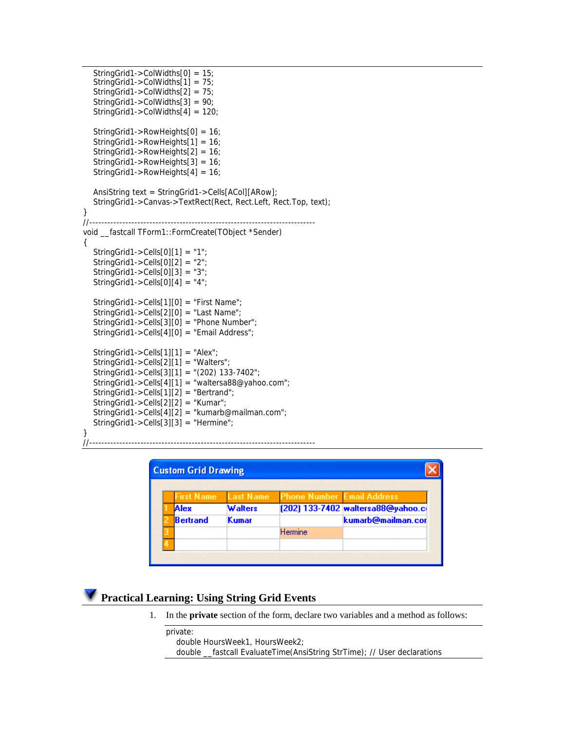```
    StringGrid1->ColWidths[0] = 15;
    StringGrid1->ColWidths[1] = 75;
    StringGrid1->ColWidths[2] = 75;
    StringGrid1->ColWidths[3] = 90;
    StringGrid1->ColWidths[4] = 120;

    StringGrid1->RowHeights[0] = 16;
    StringGrid1->RowHeights[1] = 16;
    StringGrid1->RowHeights[2] = 16;
    StringGrid1->RowHeights[3] = 16;
    StringGrid1->RowHeights[4] = 16;

    AnsiString text = StringGrid1->Cells[ACol][ARow];
    StringGrid1->Canvas->TextRect(Rect, Rect.Left, Rect.Top, text);
}
//---------------------------------------------------------------------------
void __fastcall TForm1::FormCreate(TObject *Sender)
{
    StringGrid1->Cells[0][1] = "1";
    StringGrid1->Cells[0][2] = "2";
    StringGrid1->Cells[0][3] = "3";
    StringGrid1->Cells[0][4] = "4";

    StringGrid1->Cells[1][0] = "First Name";
    StringGrid1->Cells[2][0] = "Last Name";
    StringGrid1->Cells[3][0] = "Phone Number";
    StringGrid1->Cells[4][0] = "Email Address";

    StringGrid1->Cells[1][1] = "Alex";
    StringGrid1->Cells[2][1] = "Walters";
    StringGrid1->Cells[3][1] = "(202) 133-7402";
    StringGrid1->Cells[4][1] = "waltersa88@yahoo.com";
    StringGrid1->Cells[1][2] = "Bertrand";
    StringGrid1->Cells[2][2] = "Kumar";
    StringGrid1->Cells[4][2] = "kumarb@mailman.com";
    StringGrid1->Cells[3][3] = "Hermine";
}
//---------------------------------------------------------------------------
```

**Custom Grid Drawing**

| | First Name | Last Name | Phone Number | Email Address |
|---|---|---|---|---|
| 1 | Alex | Walters | (202) 133-7402 | waltersa88@yahoo.c |
| 2 | Bertrand | Kumar | | kumarb@mailman.cor |
| 3 | | | Hermine | |
| 4 | | | | |

## Practical Learning: Using String Grid Events

1. In the **private** section of the form, declare two variables and a method as follows:

```
private:
    double HoursWeek1, HoursWeek2;
    double __fastcall EvaluateTime(AnsiString StrTime); // User declarations
```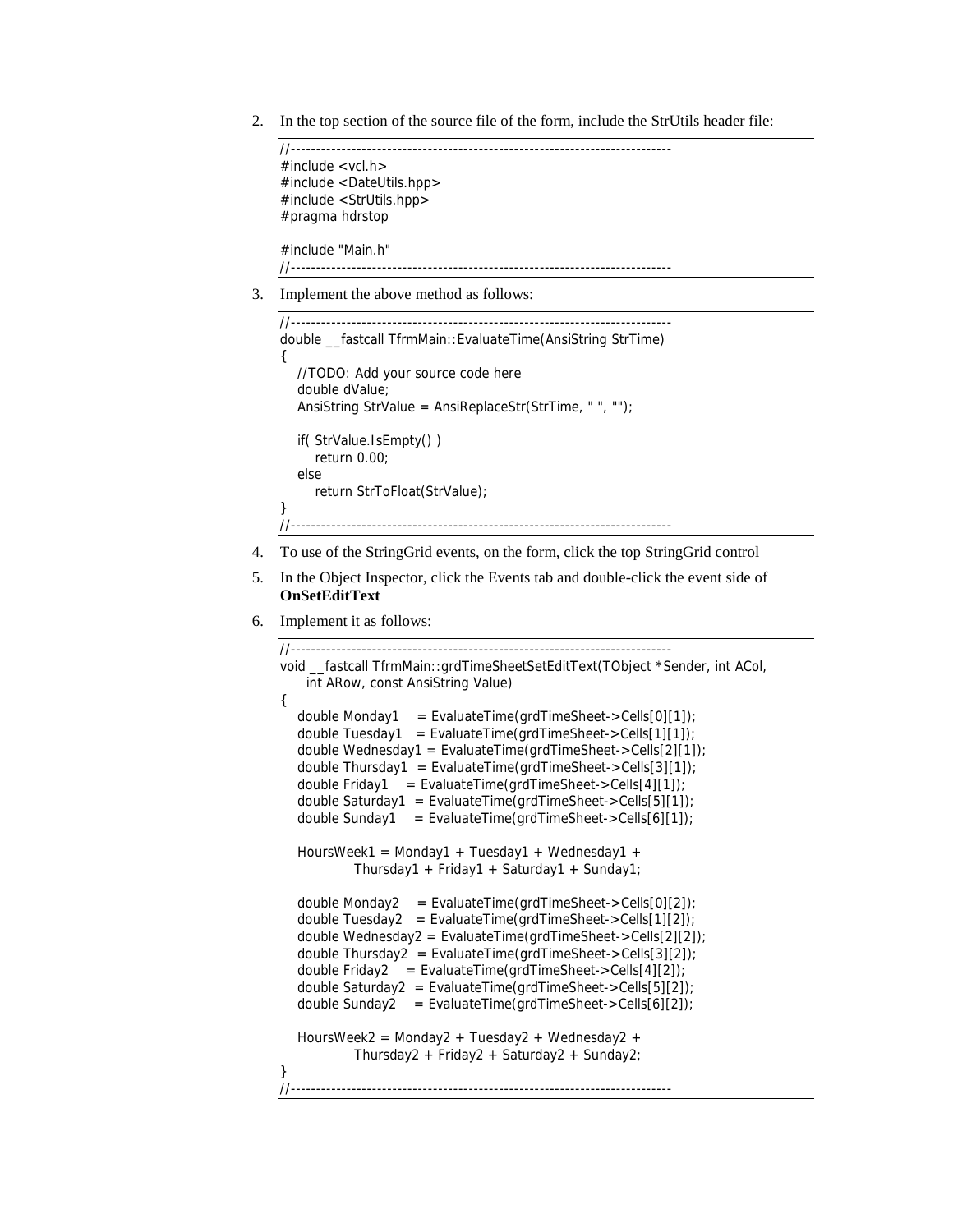2. In the top section of the source file of the form, include the StrUtils header file:

```
//---------------------------------------------------------------------------
#include <vcl.h>
#include <DateUtils.hpp>
#include <StrUtils.hpp>
#pragma hdrstop

#include "Main.h"
//---------------------------------------------------------------------------
```

3. Implement the above method as follows:

```
//---------------------------------------------------------------------------
double __fastcall TfrmMain::EvaluateTime(AnsiString StrTime)
{
    //TODO: Add your source code here
    double dValue;
    AnsiString StrValue = AnsiReplaceStr(StrTime, " ", "");

    if( StrValue.IsEmpty() )
        return 0.00;
    else
        return StrToFloat(StrValue);
}
//---------------------------------------------------------------------------
```

4. To use of the StringGrid events, on the form, click the top StringGrid control

5. In the Object Inspector, click the Events tab and double-click the event side of **OnSetEditText**

6. Implement it as follows:

```
//---------------------------------------------------------------------------
void __fastcall TfrmMain::grdTimeSheetSetEditText(TObject *Sender, int ACol,
      int ARow, const AnsiString Value)
{
    double Monday1    = EvaluateTime(grdTimeSheet->Cells[0][1]);
    double Tuesday1   = EvaluateTime(grdTimeSheet->Cells[1][1]);
    double Wednesday1 = EvaluateTime(grdTimeSheet->Cells[2][1]);
    double Thursday1  = EvaluateTime(grdTimeSheet->Cells[3][1]);
    double Friday1    = EvaluateTime(grdTimeSheet->Cells[4][1]);
    double Saturday1  = EvaluateTime(grdTimeSheet->Cells[5][1]);
    double Sunday1    = EvaluateTime(grdTimeSheet->Cells[6][1]);

    HoursWeek1 = Monday1 + Tuesday1 + Wednesday1 +
            Thursday1 + Friday1 + Saturday1 + Sunday1;

    double Monday2    = EvaluateTime(grdTimeSheet->Cells[0][2]);
    double Tuesday2   = EvaluateTime(grdTimeSheet->Cells[1][2]);
    double Wednesday2 = EvaluateTime(grdTimeSheet->Cells[2][2]);
    double Thursday2  = EvaluateTime(grdTimeSheet->Cells[3][2]);
    double Friday2    = EvaluateTime(grdTimeSheet->Cells[4][2]);
    double Saturday2  = EvaluateTime(grdTimeSheet->Cells[5][2]);
    double Sunday2    = EvaluateTime(grdTimeSheet->Cells[6][2]);

    HoursWeek2 = Monday2 + Tuesday2 + Wednesday2 +
            Thursday2 + Friday2 + Saturday2 + Sunday2;
}
//---------------------------------------------------------------------------
```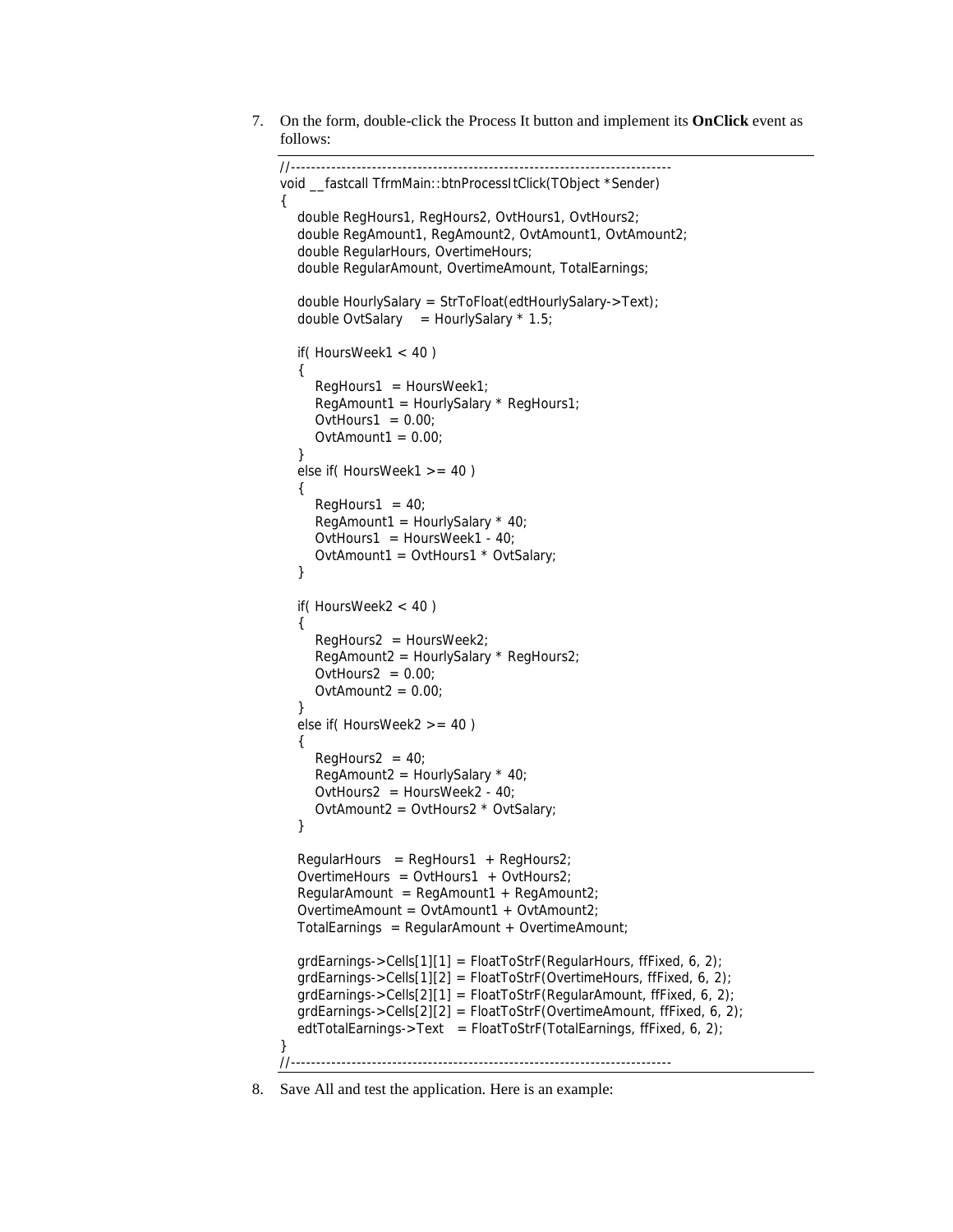7. On the form, double-click the Process It button and implement its **OnClick** event as follows:

```
//---------------------------------------------------------------------------
void __fastcall TfrmMain::btnProcessItClick(TObject *Sender)
{
    double RegHours1, RegHours2, OvtHours1, OvtHours2;
    double RegAmount1, RegAmount2, OvtAmount1, OvtAmount2;
    double RegularHours, OvertimeHours;
    double RegularAmount, OvertimeAmount, TotalEarnings;

    double HourlySalary = StrToFloat(edtHourlySalary->Text);
    double OvtSalary    = HourlySalary * 1.5;

    if( HoursWeek1 < 40 )
    {
        RegHours1  = HoursWeek1;
        RegAmount1 = HourlySalary * RegHours1;
        OvtHours1  = 0.00;
        OvtAmount1 = 0.00;
    }
    else if( HoursWeek1 >= 40 )
    {
        RegHours1  = 40;
        RegAmount1 = HourlySalary * 40;
        OvtHours1  = HoursWeek1 - 40;
        OvtAmount1 = OvtHours1 * OvtSalary;
    }

    if( HoursWeek2 < 40 )
    {
        RegHours2  = HoursWeek2;
        RegAmount2 = HourlySalary * RegHours2;
        OvtHours2  = 0.00;
        OvtAmount2 = 0.00;
    }
    else if( HoursWeek2 >= 40 )
    {
        RegHours2  = 40;
        RegAmount2 = HourlySalary * 40;
        OvtHours2  = HoursWeek2 - 40;
        OvtAmount2 = OvtHours2 * OvtSalary;
    }

    RegularHours   = RegHours1  + RegHours2;
    OvertimeHours  = OvtHours1  + OvtHours2;
    RegularAmount  = RegAmount1 + RegAmount2;
    OvertimeAmount = OvtAmount1 + OvtAmount2;
    TotalEarnings  = RegularAmount + OvertimeAmount;

    grdEarnings->Cells[1][1] = FloatToStrF(RegularHours, ffFixed, 6, 2);
    grdEarnings->Cells[1][2] = FloatToStrF(OvertimeHours, ffFixed, 6, 2);
    grdEarnings->Cells[2][1] = FloatToStrF(RegularAmount, ffFixed, 6, 2);
    grdEarnings->Cells[2][2] = FloatToStrF(OvertimeAmount, ffFixed, 6, 2);
    edtTotalEarnings->Text   = FloatToStrF(TotalEarnings, ffFixed, 6, 2);
}
//---------------------------------------------------------------------------
```

8. Save All and test the application. Here is an example: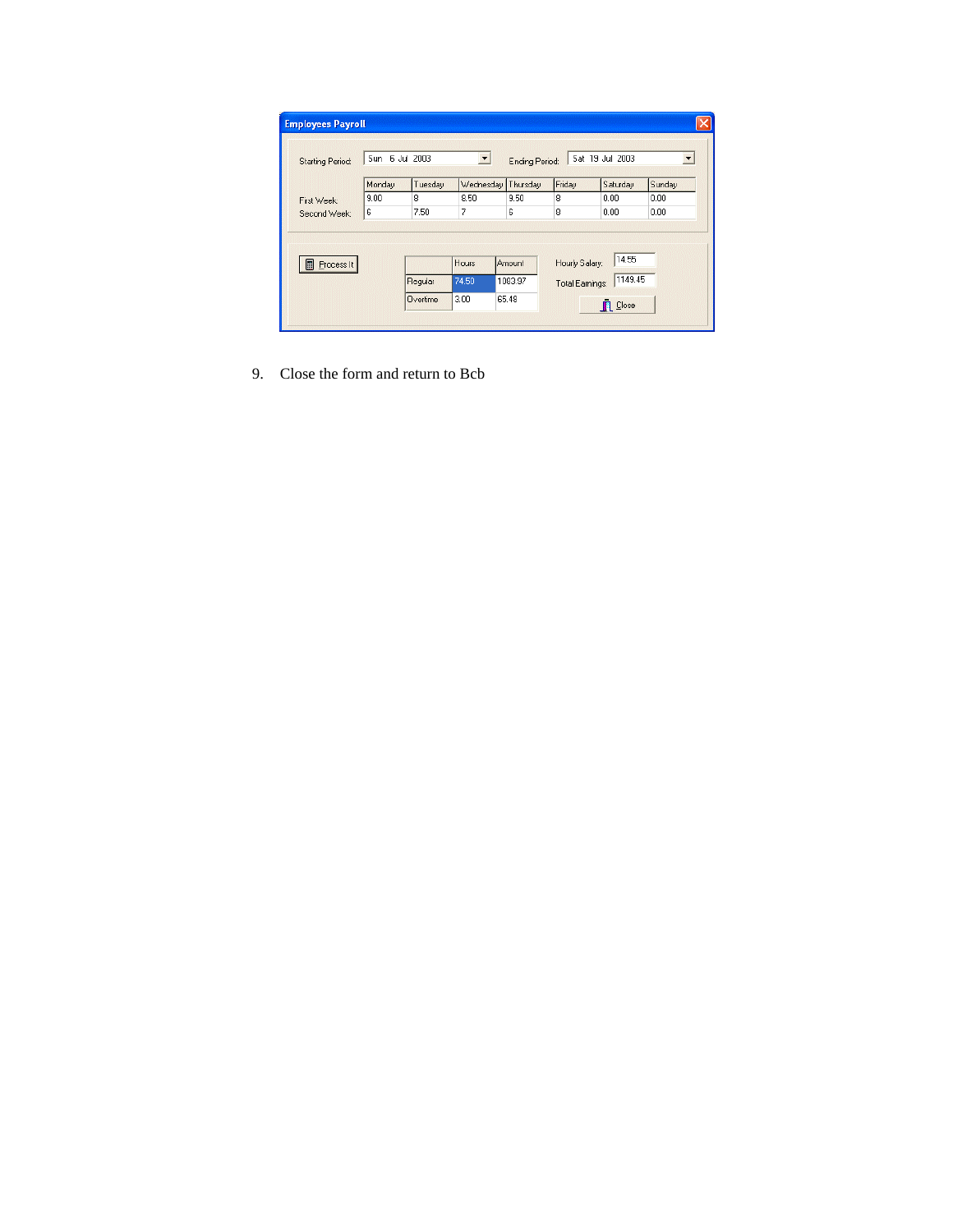**Employees Payroll**

Starting Period: Sun 6 Jul 2003

Ending Period: Sat 19 Jul 2003

| | Monday | Tuesday | Wednesday | Thursday | Friday | Saturday | Sunday |
|---|---|---|---|---|---|---|---|
| First Week: | 9.00 | 8 | 8.50 | 9.50 | 8 | 0.00 | 0.00 |
| Second Week: | 6 | 7.50 | 7 | 6 | 8 | 0.00 | 0.00 |

Process It

| | Hours | Amount |
|---|---|---|
| Regular | 74.50 | 1083.97 |
| Overtime | 3.00 | 65.48 |

Hourly Salary: 14.55

Total Earnings: 1149.45

Close

9. Close the form and return to Bcb